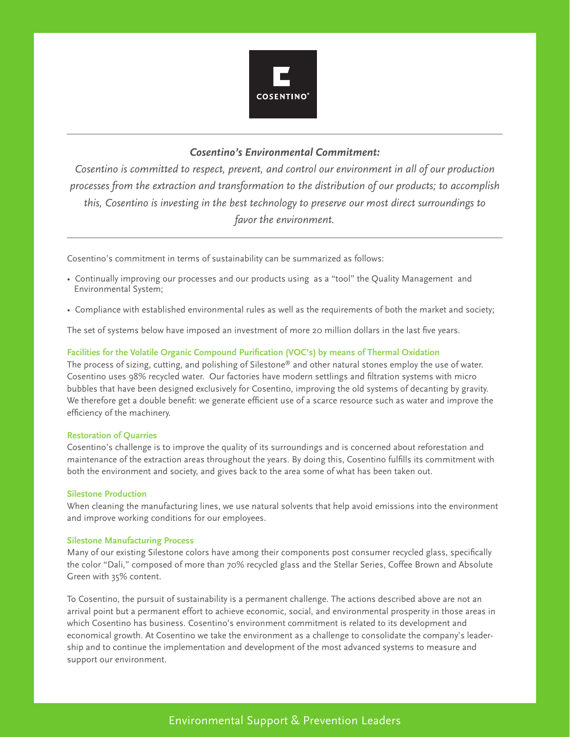COSENTINO®

***Cosentino's Environmental Commitment:***

*Cosentino is committed to respect, prevent, and control our environment in all of our production processes from the extraction and transformation to the distribution of our products; to accomplish this, Cosentino is investing in the best technology to preserve our most direct surroundings to favor the environment.*

Cosentino's commitment in terms of sustainability can be summarized as follows:

- Continually improving our processes and our products using as a "tool" the Quality Management and Environmental System;
- Compliance with established environmental rules as well as the requirements of both the market and society;

The set of systems below have imposed an investment of more 20 million dollars in the last five years.

### Facilities for the Volatile Organic Compound Purification (VOC's) by means of Thermal Oxidation

The process of sizing, cutting, and polishing of Silestone® and other natural stones employ the use of water. Cosentino uses 98% recycled water. Our factories have modern settlings and filtration systems with micro bubbles that have been designed exclusively for Cosentino, improving the old systems of decanting by gravity. We therefore get a double benefit: we generate efficient use of a scarce resource such as water and improve the efficiency of the machinery.

### Restoration of Quarries

Cosentino's challenge is to improve the quality of its surroundings and is concerned about reforestation and maintenance of the extraction areas throughout the years. By doing this, Cosentino fulfills its commitment with both the environment and society, and gives back to the area some of what has been taken out.

### Silestone Production

When cleaning the manufacturing lines, we use natural solvents that help avoid emissions into the environment and improve working conditions for our employees.

### Silestone Manufacturing Process

Many of our existing Silestone colors have among their components post consumer recycled glass, specifically the color "Dali," composed of more than 70% recycled glass and the Stellar Series, Coffee Brown and Absolute Green with 35% content.

To Cosentino, the pursuit of sustainability is a permanent challenge. The actions described above are not an arrival point but a permanent effort to achieve economic, social, and environmental prosperity in those areas in which Cosentino has business. Cosentino's environment commitment is related to its development and economical growth. At Cosentino we take the environment as a challenge to consolidate the company's leadership and to continue the implementation and development of the most advanced systems to measure and support our environment.

Environmental Support & Prevention Leaders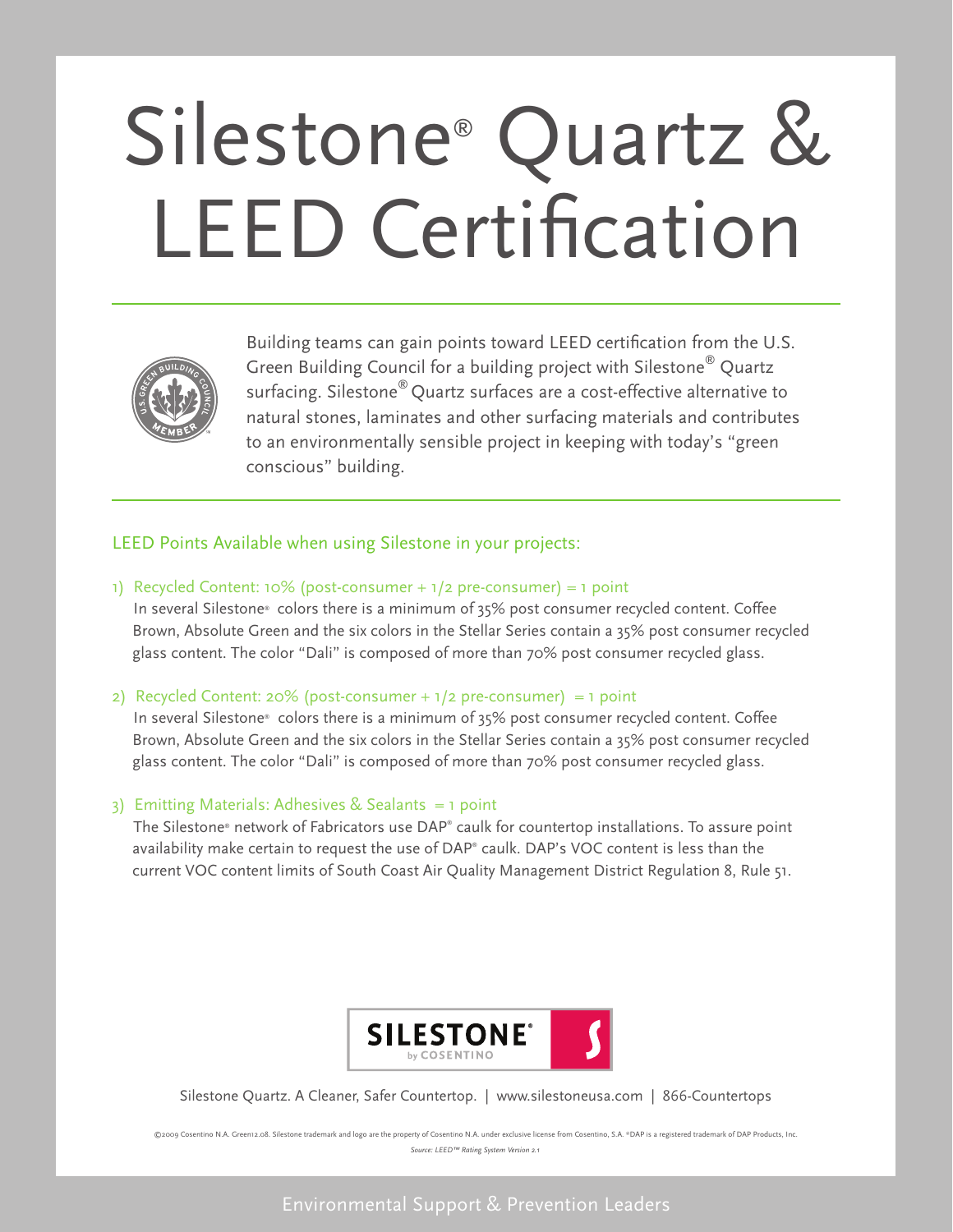# Silestone® Quartz & LEED Certification

Building teams can gain points toward LEED certification from the U.S. Green Building Council for a building project with Silestone® Quartz surfacing. Silestone® Quartz surfaces are a cost-effective alternative to natural stones, laminates and other surfacing materials and contributes to an environmentally sensible project in keeping with today's "green conscious" building.

## LEED Points Available when using Silestone in your projects:

1) Recycled Content: 10% (post-consumer + 1/2 pre-consumer) = 1 point
   In several Silestone® colors there is a minimum of 35% post consumer recycled content. Coffee Brown, Absolute Green and the six colors in the Stellar Series contain a 35% post consumer recycled glass content. The color "Dali" is composed of more than 70% post consumer recycled glass.

2) Recycled Content: 20% (post-consumer + 1/2 pre-consumer) = 1 point
   In several Silestone® colors there is a minimum of 35% post consumer recycled content. Coffee Brown, Absolute Green and the six colors in the Stellar Series contain a 35% post consumer recycled glass content. The color "Dali" is composed of more than 70% post consumer recycled glass.

3) Emitting Materials: Adhesives & Sealants = 1 point
   The Silestone® network of Fabricators use DAP® caulk for countertop installations. To assure point availability make certain to request the use of DAP® caulk. DAP's VOC content is less than the current VOC content limits of South Coast Air Quality Management District Regulation 8, Rule 51.

SILESTONE® by COSENTINO

Silestone Quartz. A Cleaner, Safer Countertop. | www.silestoneusa.com | 866-Countertops

©2009 Cosentino N.A. Green12.08. Silestone trademark and logo are the property of Cosentino N.A. under exclusive license from Cosentino, S.A. *DAP is a registered trademark of DAP Products, Inc.

*Source: LEED™ Rating System Version 2.1*

Environmental Support & Prevention Leaders